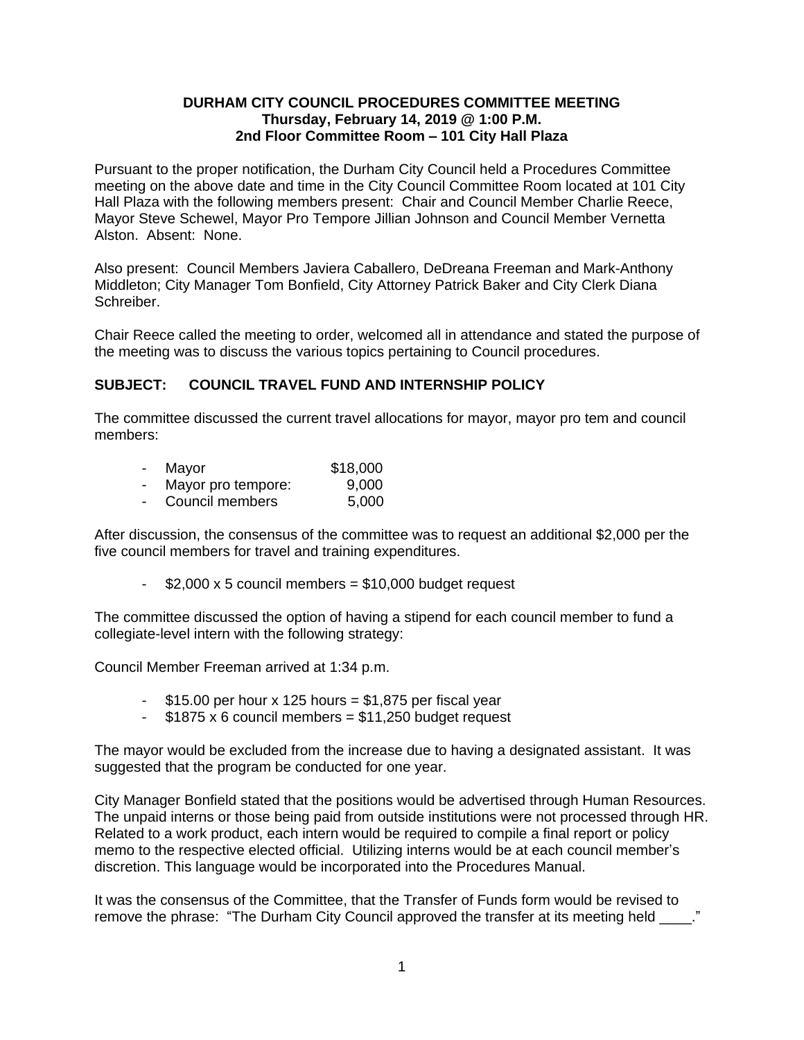**DURHAM CITY COUNCIL PROCEDURES COMMITTEE MEETING**
**Thursday, February 14, 2019 @ 1:00 P.M.**
**2nd Floor Committee Room – 101 City Hall Plaza**

Pursuant to the proper notification, the Durham City Council held a Procedures Committee meeting on the above date and time in the City Council Committee Room located at 101 City Hall Plaza with the following members present: Chair and Council Member Charlie Reece, Mayor Steve Schewel, Mayor Pro Tempore Jillian Johnson and Council Member Vernetta Alston. Absent: None.

Also present: Council Members Javiera Caballero, DeDreana Freeman and Mark-Anthony Middleton; City Manager Tom Bonfield, City Attorney Patrick Baker and City Clerk Diana Schreiber.

Chair Reece called the meeting to order, welcomed all in attendance and stated the purpose of the meeting was to discuss the various topics pertaining to Council procedures.

**SUBJECT: COUNCIL TRAVEL FUND AND INTERNSHIP POLICY**

The committee discussed the current travel allocations for mayor, mayor pro tem and council members:

- Mayor $18,000
- Mayor pro tempore: 9,000
- Council members 5,000

After discussion, the consensus of the committee was to request an additional $2,000 per the five council members for travel and training expenditures.

- $2,000 x 5 council members = $10,000 budget request

The committee discussed the option of having a stipend for each council member to fund a collegiate-level intern with the following strategy:

Council Member Freeman arrived at 1:34 p.m.

- $15.00 per hour x 125 hours = $1,875 per fiscal year
- $1875 x 6 council members = $11,250 budget request

The mayor would be excluded from the increase due to having a designated assistant. It was suggested that the program be conducted for one year.

City Manager Bonfield stated that the positions would be advertised through Human Resources. The unpaid interns or those being paid from outside institutions were not processed through HR. Related to a work product, each intern would be required to compile a final report or policy memo to the respective elected official. Utilizing interns would be at each council member's discretion. This language would be incorporated into the Procedures Manual.

It was the consensus of the Committee, that the Transfer of Funds form would be revised to remove the phrase: "The Durham City Council approved the transfer at its meeting held ____."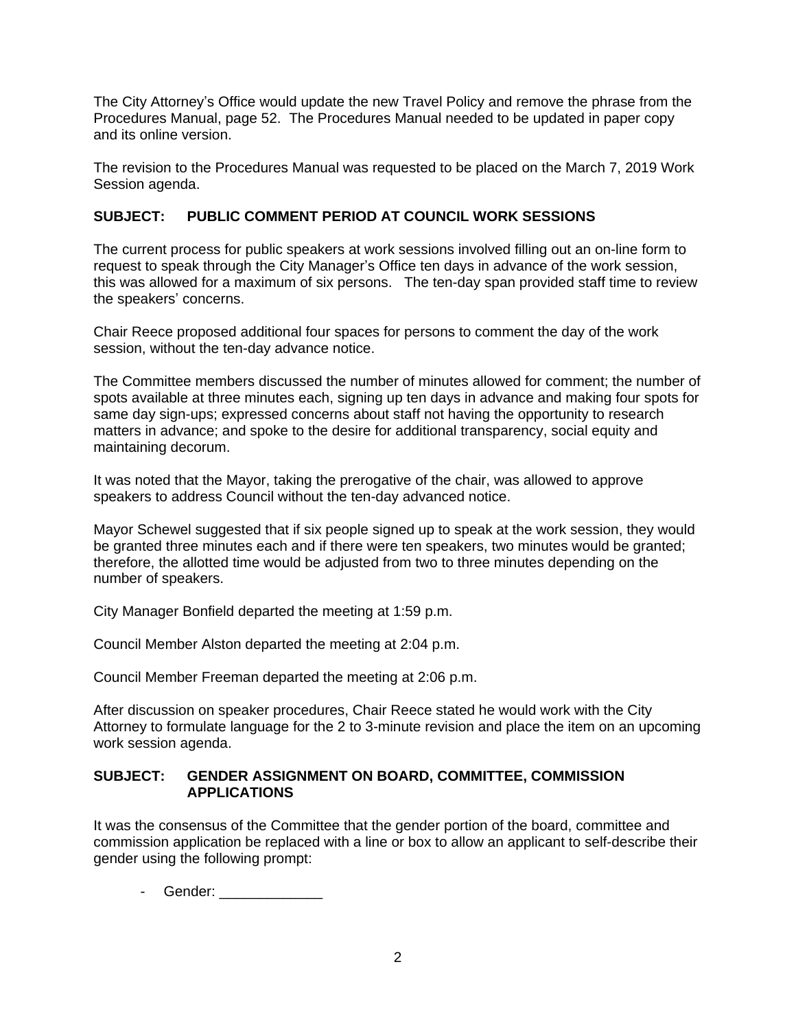The City Attorney's Office would update the new Travel Policy and remove the phrase from the Procedures Manual, page 52. The Procedures Manual needed to be updated in paper copy and its online version.

The revision to the Procedures Manual was requested to be placed on the March 7, 2019 Work Session agenda.

**SUBJECT: PUBLIC COMMENT PERIOD AT COUNCIL WORK SESSIONS**

The current process for public speakers at work sessions involved filling out an on-line form to request to speak through the City Manager's Office ten days in advance of the work session, this was allowed for a maximum of six persons. The ten-day span provided staff time to review the speakers' concerns.

Chair Reece proposed additional four spaces for persons to comment the day of the work session, without the ten-day advance notice.

The Committee members discussed the number of minutes allowed for comment; the number of spots available at three minutes each, signing up ten days in advance and making four spots for same day sign-ups; expressed concerns about staff not having the opportunity to research matters in advance; and spoke to the desire for additional transparency, social equity and maintaining decorum.

It was noted that the Mayor, taking the prerogative of the chair, was allowed to approve speakers to address Council without the ten-day advanced notice.

Mayor Schewel suggested that if six people signed up to speak at the work session, they would be granted three minutes each and if there were ten speakers, two minutes would be granted; therefore, the allotted time would be adjusted from two to three minutes depending on the number of speakers.

City Manager Bonfield departed the meeting at 1:59 p.m.

Council Member Alston departed the meeting at 2:04 p.m.

Council Member Freeman departed the meeting at 2:06 p.m.

After discussion on speaker procedures, Chair Reece stated he would work with the City Attorney to formulate language for the 2 to 3-minute revision and place the item on an upcoming work session agenda.

**SUBJECT: GENDER ASSIGNMENT ON BOARD, COMMITTEE, COMMISSION APPLICATIONS**

It was the consensus of the Committee that the gender portion of the board, committee and commission application be replaced with a line or box to allow an applicant to self-describe their gender using the following prompt:

- Gender: _____________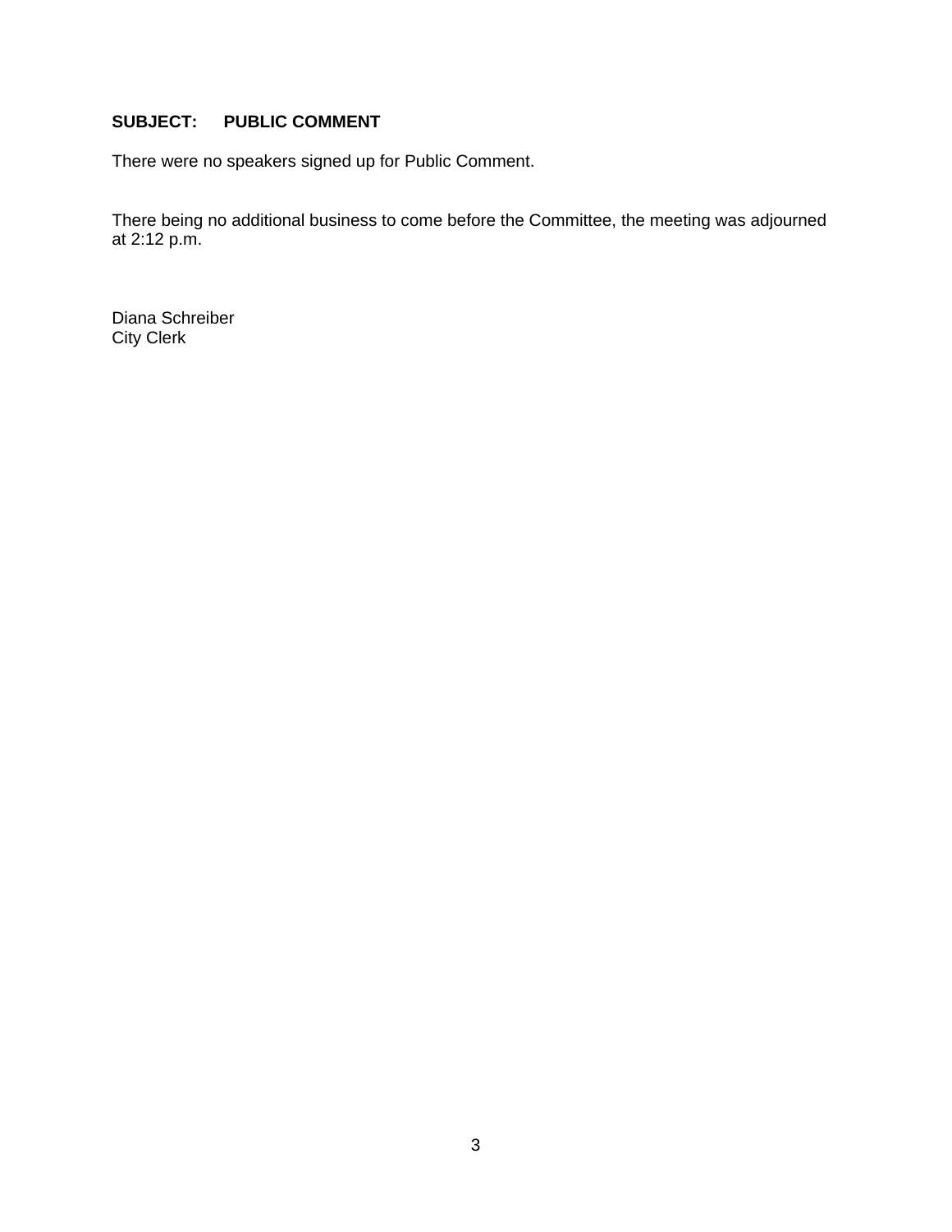**SUBJECT: PUBLIC COMMENT**

There were no speakers signed up for Public Comment.

There being no additional business to come before the Committee, the meeting was adjourned at 2:12 p.m.

Diana Schreiber
City Clerk